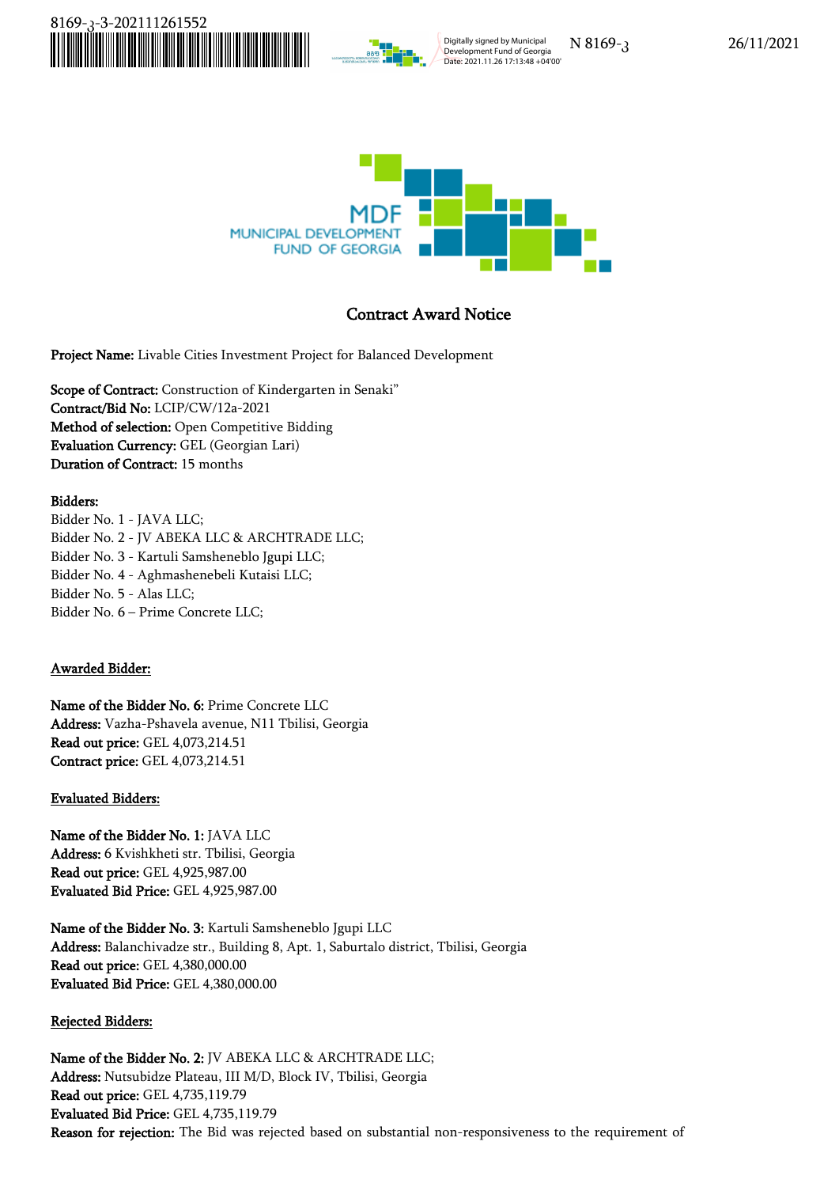# Contract Award Notice

**Project Name:** Livable Cities Investment Project for Balanced Development

**Scope of Contract:** Construction of Kindergarten in Senaki"
**Contract/Bid No:** LCIP/CW/12a-2021
**Method of selection:** Open Competitive Bidding
**Evaluation Currency:** GEL (Georgian Lari)
**Duration of Contract:** 15 months

**Bidders:**
Bidder No. 1 - JAVA LLC;
Bidder No. 2 - JV ABEKA LLC & ARCHTRADE LLC;
Bidder No. 3 - Kartuli Samsheneblo Jgupi LLC;
Bidder No. 4 - Aghmashenebeli Kutaisi LLC;
Bidder No. 5 - Alas LLC;
Bidder No. 6 – Prime Concrete LLC;

**Awarded Bidder:**

**Name of the Bidder No. 6:** Prime Concrete LLC
**Address:** Vazha-Pshavela avenue, N11 Tbilisi, Georgia
**Read out price:** GEL 4,073,214.51
**Contract price:** GEL 4,073,214.51

**Evaluated Bidders:**

**Name of the Bidder No. 1:** JAVA LLC
**Address:** 6 Kvishkheti str. Tbilisi, Georgia
**Read out price:** GEL 4,925,987.00
**Evaluated Bid Price:** GEL 4,925,987.00

**Name of the Bidder No. 3:** Kartuli Samsheneblo Jgupi LLC
**Address:** Balanchivadze str., Building 8, Apt. 1, Saburtalo district, Tbilisi, Georgia
**Read out price:** GEL 4,380,000.00
**Evaluated Bid Price:** GEL 4,380,000.00

**Rejected Bidders:**

**Name of the Bidder No. 2:** JV ABEKA LLC & ARCHTRADE LLC;
**Address:** Nutsubidze Plateau, III M/D, Block IV, Tbilisi, Georgia
**Read out price:** GEL 4,735,119.79
**Evaluated Bid Price:** GEL 4,735,119.79
**Reason for rejection:** The Bid was rejected based on substantial non-responsiveness to the requirement of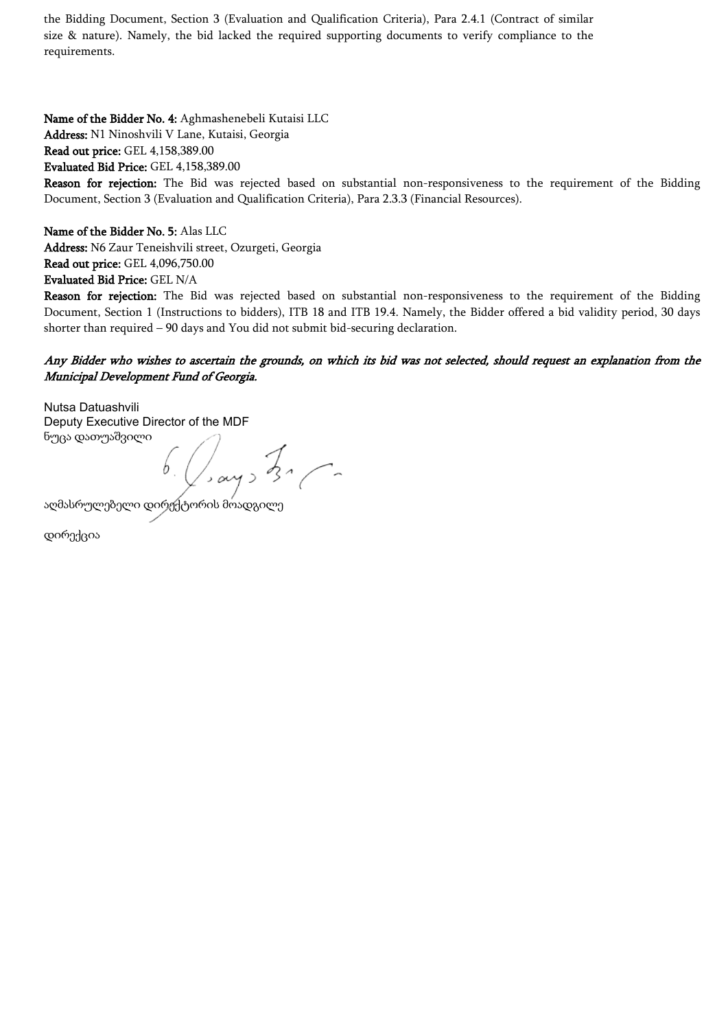the Bidding Document, Section 3 (Evaluation and Qualification Criteria), Para 2.4.1 (Contract of similar size & nature). Namely, the bid lacked the required supporting documents to verify compliance to the requirements.

**Name of the Bidder No. 4:** Aghmashenebeli Kutaisi LLC
**Address:** N1 Ninoshvili V Lane, Kutaisi, Georgia
**Read out price:** GEL 4,158,389.00
**Evaluated Bid Price:** GEL 4,158,389.00
**Reason for rejection:** The Bid was rejected based on substantial non-responsiveness to the requirement of the Bidding Document, Section 3 (Evaluation and Qualification Criteria), Para 2.3.3 (Financial Resources).

**Name of the Bidder No. 5:** Alas LLC
**Address:** N6 Zaur Teneishvili street, Ozurgeti, Georgia
**Read out price:** GEL 4,096,750.00
**Evaluated Bid Price:** GEL N/A
**Reason for rejection:** The Bid was rejected based on substantial non-responsiveness to the requirement of the Bidding Document, Section 1 (Instructions to bidders), ITB 18 and ITB 19.4. Namely, the Bidder offered a bid validity period, 30 days shorter than required – 90 days and You did not submit bid-securing declaration.

***Any Bidder who wishes to ascertain the grounds, on which its bid was not selected, should request an explanation from the Municipal Development Fund of Georgia.***

Nutsa Datuashvili
Deputy Executive Director of the MDF
ნუცა დათუაშვილი

აღმასრულებელი დირექტორის მოადგილე

დირექცია